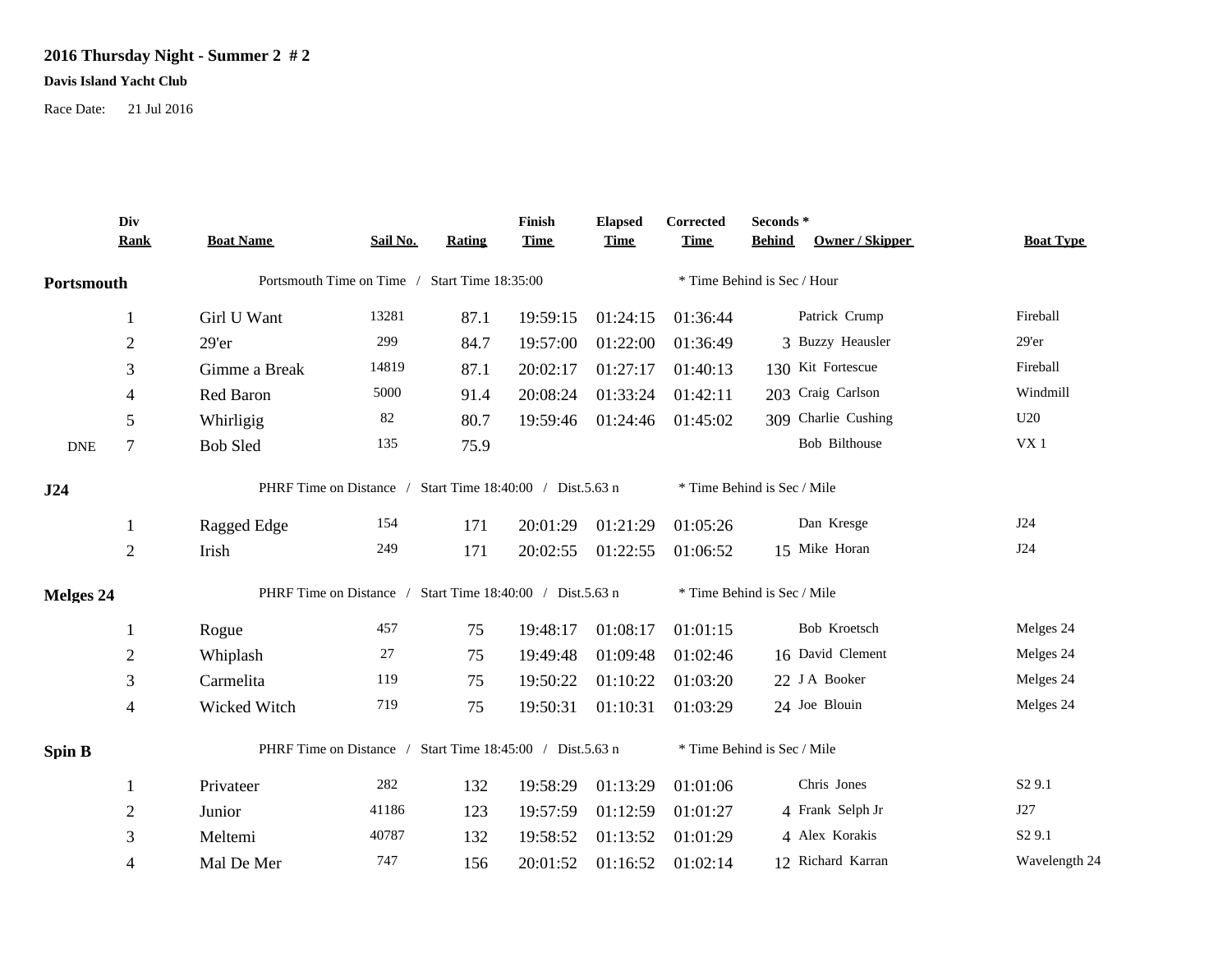# 2016 Thursday Night - Summer 2 # 2

**Davis Island Yacht Club**

Race Date: 21 Jul 2016

| | Div Rank | Boat Name | Sail No. | Rating | Finish Time | Elapsed Time | Corrected Time | Seconds * Behind | Owner / Skipper | Boat Type |
|---|---|---|---|---|---|---|---|---|---|---|
| **Portsmouth** | | Portsmouth Time on Time / Start Time 18:35:00 | | | | | * Time Behind is Sec / Hour | | | |
| | 1 | Girl U Want | 13281 | 87.1 | 19:59:15 | 01:24:15 | 01:36:44 | | Patrick Crump | Fireball |
| | 2 | 29'er | 299 | 84.7 | 19:57:00 | 01:22:00 | 01:36:49 | 3 | Buzzy Heausler | 29'er |
| | 3 | Gimme a Break | 14819 | 87.1 | 20:02:17 | 01:27:17 | 01:40:13 | 130 | Kit Fortescue | Fireball |
| | 4 | Red Baron | 5000 | 91.4 | 20:08:24 | 01:33:24 | 01:42:11 | 203 | Craig Carlson | Windmill |
| | 5 | Whirligig | 82 | 80.7 | 19:59:46 | 01:24:46 | 01:45:02 | 309 | Charlie Cushing | U20 |
| DNE | 7 | Bob Sled | 135 | 75.9 | | | | | Bob Bilthouse | VX 1 |
| **J24** | | PHRF Time on Distance / Start Time 18:40:00 / Dist.5.63 n | | | | | * Time Behind is Sec / Mile | | | |
| | 1 | Ragged Edge | 154 | 171 | 20:01:29 | 01:21:29 | 01:05:26 | | Dan Kresge | J24 |
| | 2 | Irish | 249 | 171 | 20:02:55 | 01:22:55 | 01:06:52 | 15 | Mike Horan | J24 |
| **Melges 24** | | PHRF Time on Distance / Start Time 18:40:00 / Dist.5.63 n | | | | | * Time Behind is Sec / Mile | | | |
| | 1 | Rogue | 457 | 75 | 19:48:17 | 01:08:17 | 01:01:15 | | Bob Kroetsch | Melges 24 |
| | 2 | Whiplash | 27 | 75 | 19:49:48 | 01:09:48 | 01:02:46 | 16 | David Clement | Melges 24 |
| | 3 | Carmelita | 119 | 75 | 19:50:22 | 01:10:22 | 01:03:20 | 22 | J A Booker | Melges 24 |
| | 4 | Wicked Witch | 719 | 75 | 19:50:31 | 01:10:31 | 01:03:29 | 24 | Joe Blouin | Melges 24 |
| **Spin B** | | PHRF Time on Distance / Start Time 18:45:00 / Dist.5.63 n | | | | | * Time Behind is Sec / Mile | | | |
| | 1 | Privateer | 282 | 132 | 19:58:29 | 01:13:29 | 01:01:06 | | Chris Jones | S2 9.1 |
| | 2 | Junior | 41186 | 123 | 19:57:59 | 01:12:59 | 01:01:27 | 4 | Frank Selph Jr | J27 |
| | 3 | Meltemi | 40787 | 132 | 19:58:52 | 01:13:52 | 01:01:29 | 4 | Alex Korakis | S2 9.1 |
| | 4 | Mal De Mer | 747 | 156 | 20:01:52 | 01:16:52 | 01:02:14 | 12 | Richard Karran | Wavelength 24 |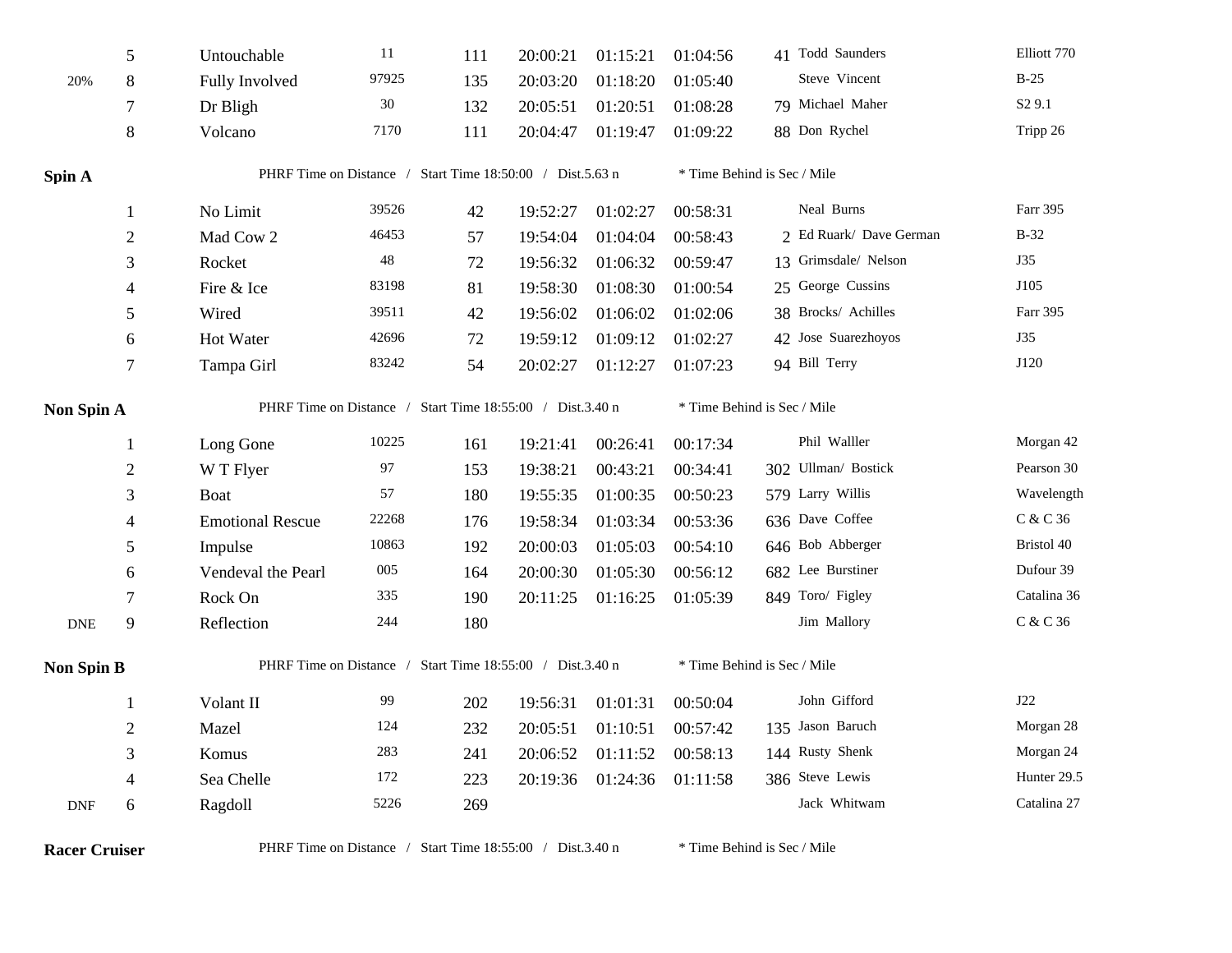| | Place | Boat | Sail # | Rating | Finish | Elapsed | Corrected | Time Behind | Skipper | Boat Type |
|---|---|---|---|---|---|---|---|---|---|---|
| | 5 | Untouchable | 11 | 111 | 20:00:21 | 01:15:21 | 01:04:56 | 41 | Todd Saunders | Elliott 770 |
| 20% | 8 | Fully Involved | 97925 | 135 | 20:03:20 | 01:18:20 | 01:05:40 | | Steve Vincent | B-25 |
| | 7 | Dr Bligh | 30 | 132 | 20:05:51 | 01:20:51 | 01:08:28 | 79 | Michael Maher | S2 9.1 |
| | 8 | Volcano | 7170 | 111 | 20:04:47 | 01:19:47 | 01:09:22 | 88 | Don Rychel | Tripp 26 |

**Spin A** — PHRF Time on Distance / Start Time 18:50:00 / Dist.5.63 n — * Time Behind is Sec / Mile

| | Place | Boat | Sail # | Rating | Finish | Elapsed | Corrected | Time Behind | Skipper | Boat Type |
|---|---|---|---|---|---|---|---|---|---|---|
| | 1 | No Limit | 39526 | 42 | 19:52:27 | 01:02:27 | 00:58:31 | | Neal Burns | Farr 395 |
| | 2 | Mad Cow 2 | 46453 | 57 | 19:54:04 | 01:04:04 | 00:58:43 | 2 | Ed Ruark/ Dave German | B-32 |
| | 3 | Rocket | 48 | 72 | 19:56:32 | 01:06:32 | 00:59:47 | 13 | Grimsdale/ Nelson | J35 |
| | 4 | Fire & Ice | 83198 | 81 | 19:58:30 | 01:08:30 | 01:00:54 | 25 | George Cussins | J105 |
| | 5 | Wired | 39511 | 42 | 19:56:02 | 01:06:02 | 01:02:06 | 38 | Brocks/ Achilles | Farr 395 |
| | 6 | Hot Water | 42696 | 72 | 19:59:12 | 01:09:12 | 01:02:27 | 42 | Jose Suarezhoyos | J35 |
| | 7 | Tampa Girl | 83242 | 54 | 20:02:27 | 01:12:27 | 01:07:23 | 94 | Bill Terry | J120 |

**Non Spin A** — PHRF Time on Distance / Start Time 18:55:00 / Dist.3.40 n — * Time Behind is Sec / Mile

| | Place | Boat | Sail # | Rating | Finish | Elapsed | Corrected | Time Behind | Skipper | Boat Type |
|---|---|---|---|---|---|---|---|---|---|---|
| | 1 | Long Gone | 10225 | 161 | 19:21:41 | 00:26:41 | 00:17:34 | | Phil Walller | Morgan 42 |
| | 2 | W T Flyer | 97 | 153 | 19:38:21 | 00:43:21 | 00:34:41 | 302 | Ullman/ Bostick | Pearson 30 |
| | 3 | Boat | 57 | 180 | 19:55:35 | 01:00:35 | 00:50:23 | 579 | Larry Willis | Wavelength |
| | 4 | Emotional Rescue | 22268 | 176 | 19:58:34 | 01:03:34 | 00:53:36 | 636 | Dave Coffee | C & C 36 |
| | 5 | Impulse | 10863 | 192 | 20:00:03 | 01:05:03 | 00:54:10 | 646 | Bob Abberger | Bristol 40 |
| | 6 | Vendeval the Pearl | 005 | 164 | 20:00:30 | 01:05:30 | 00:56:12 | 682 | Lee Burstiner | Dufour 39 |
| | 7 | Rock On | 335 | 190 | 20:11:25 | 01:16:25 | 01:05:39 | 849 | Toro/ Figley | Catalina 36 |
| DNE | 9 | Reflection | 244 | 180 | | | | | Jim Mallory | C & C 36 |

**Non Spin B** — PHRF Time on Distance / Start Time 18:55:00 / Dist.3.40 n — * Time Behind is Sec / Mile

| | Place | Boat | Sail # | Rating | Finish | Elapsed | Corrected | Time Behind | Skipper | Boat Type |
|---|---|---|---|---|---|---|---|---|---|---|
| | 1 | Volant II | 99 | 202 | 19:56:31 | 01:01:31 | 00:50:04 | | John Gifford | J22 |
| | 2 | Mazel | 124 | 232 | 20:05:51 | 01:10:51 | 00:57:42 | 135 | Jason Baruch | Morgan 28 |
| | 3 | Komus | 283 | 241 | 20:06:52 | 01:11:52 | 00:58:13 | 144 | Rusty Shenk | Morgan 24 |
| | 4 | Sea Chelle | 172 | 223 | 20:19:36 | 01:24:36 | 01:11:58 | 386 | Steve Lewis | Hunter 29.5 |
| DNF | 6 | Ragdoll | 5226 | 269 | | | | | Jack Whitwam | Catalina 27 |

**Racer Cruiser** — PHRF Time on Distance / Start Time 18:55:00 / Dist.3.40 n — * Time Behind is Sec / Mile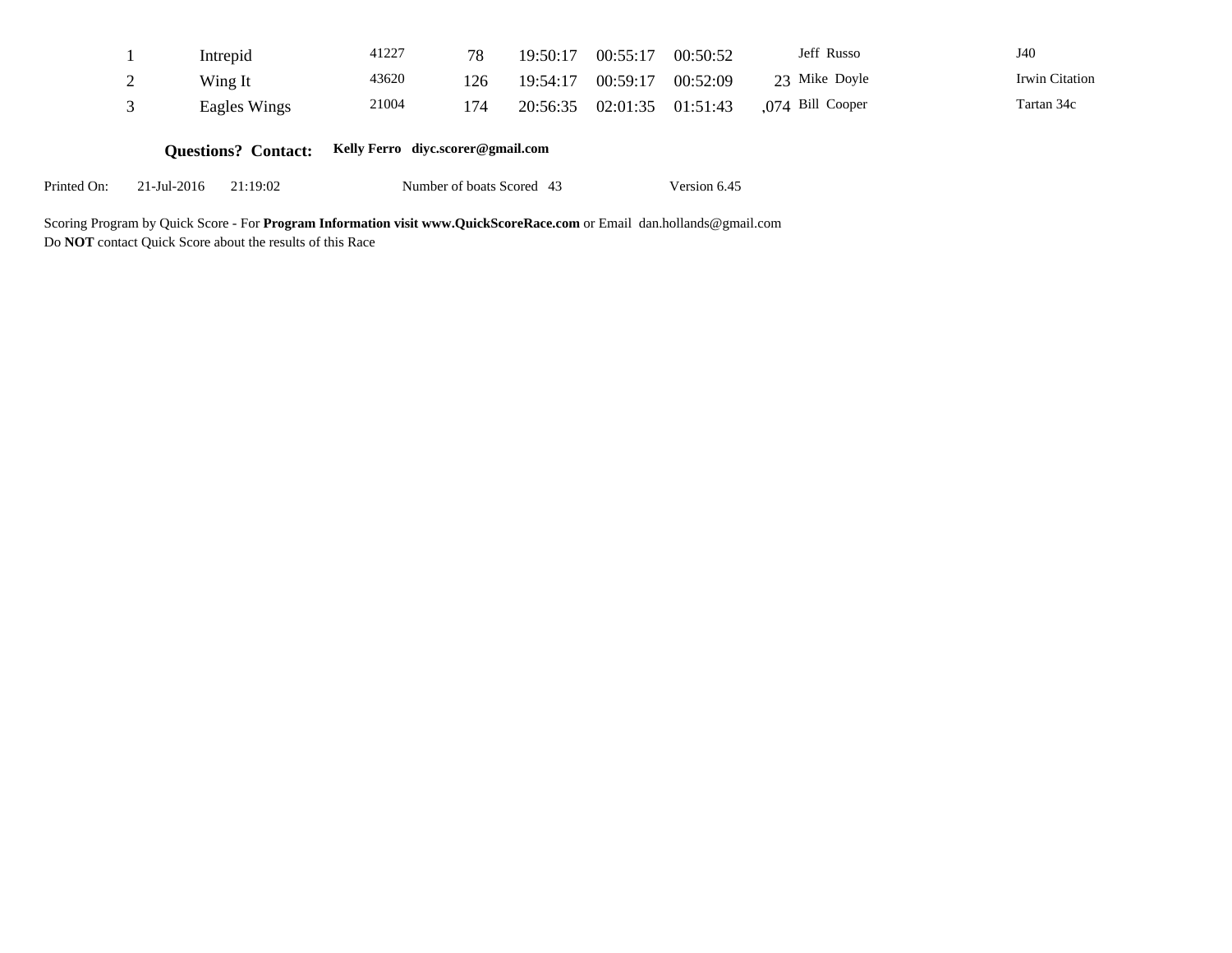| | | | | | | | | | |
|---|---|---|---|---|---|---|---|---|---|
| 1 | Intrepid | 41227 | 78 | 19:50:17 | 00:55:17 | 00:50:52 | | Jeff Russo | J40 |
| 2 | Wing It | 43620 | 126 | 19:54:17 | 00:59:17 | 00:52:09 | 23 | Mike Doyle | Irwin Citation |
| 3 | Eagles Wings | 21004 | 174 | 20:56:35 | 02:01:35 | 01:51:43 | ,074 | Bill Cooper | Tartan 34c |

**Questions? Contact:** **Kelly Ferro diyc.scorer@gmail.com**

Printed On: 21-Jul-2016 21:19:02 Number of boats Scored 43 Version 6.45

Scoring Program by Quick Score - For **Program Information visit www.QuickScoreRace.com** or Email dan.hollands@gmail.com
Do **NOT** contact Quick Score about the results of this Race